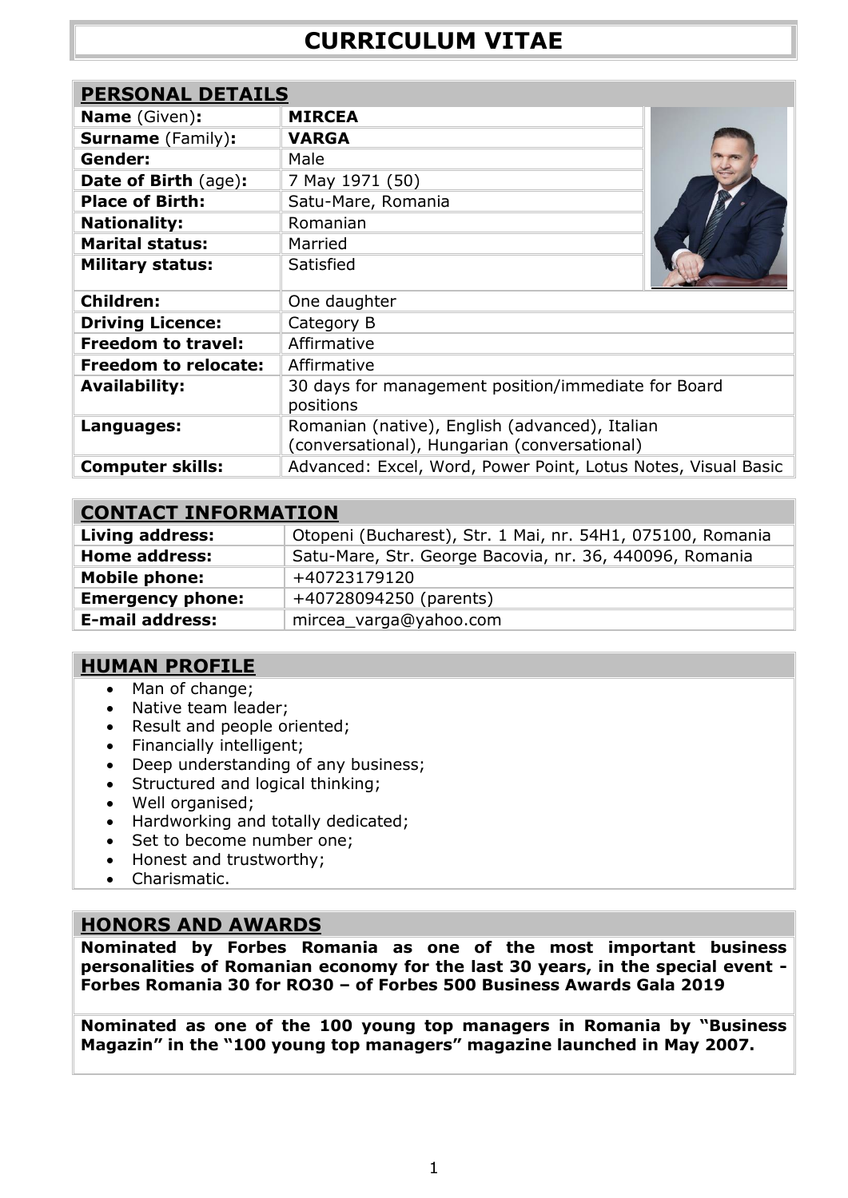# CURRICULUM VITAE

## PERSONAL DETAILS

| | |
|---|---|
| **Name** (Given)**:** | **MIRCEA** |
| **Surname** (Family)**:** | **VARGA** |
| **Gender:** | Male |
| **Date of Birth** (age)**:** | 7 May 1971 (50) |
| **Place of Birth:** | Satu-Mare, Romania |
| **Nationality:** | Romanian |
| **Marital status:** | Married |
| **Military status:** | Satisfied |
| **Children:** | One daughter |
| **Driving Licence:** | Category B |
| **Freedom to travel:** | Affirmative |
| **Freedom to relocate:** | Affirmative |
| **Availability:** | 30 days for management position/immediate for Board positions |
| **Languages:** | Romanian (native), English (advanced), Italian (conversational), Hungarian (conversational) |
| **Computer skills:** | Advanced: Excel, Word, Power Point, Lotus Notes, Visual Basic |

## CONTACT INFORMATION

| | |
|---|---|
| **Living address:** | Otopeni (Bucharest), Str. 1 Mai, nr. 54H1, 075100, Romania |
| **Home address:** | Satu-Mare, Str. George Bacovia, nr. 36, 440096, Romania |
| **Mobile phone:** | +40723179120 |
| **Emergency phone:** | +40728094250 (parents) |
| **E-mail address:** | mircea_varga@yahoo.com |

## HUMAN PROFILE

- Man of change;
- Native team leader;
- Result and people oriented;
- Financially intelligent;
- Deep understanding of any business;
- Structured and logical thinking;
- Well organised;
- Hardworking and totally dedicated;
- Set to become number one;
- Honest and trustworthy;
- Charismatic.

## HONORS AND AWARDS

**Nominated by Forbes Romania as one of the most important business personalities of Romanian economy for the last 30 years, in the special event - Forbes Romania 30 for RO30 – of Forbes 500 Business Awards Gala 2019**

**Nominated as one of the 100 young top managers in Romania by "Business Magazin" in the "100 young top managers" magazine launched in May 2007.**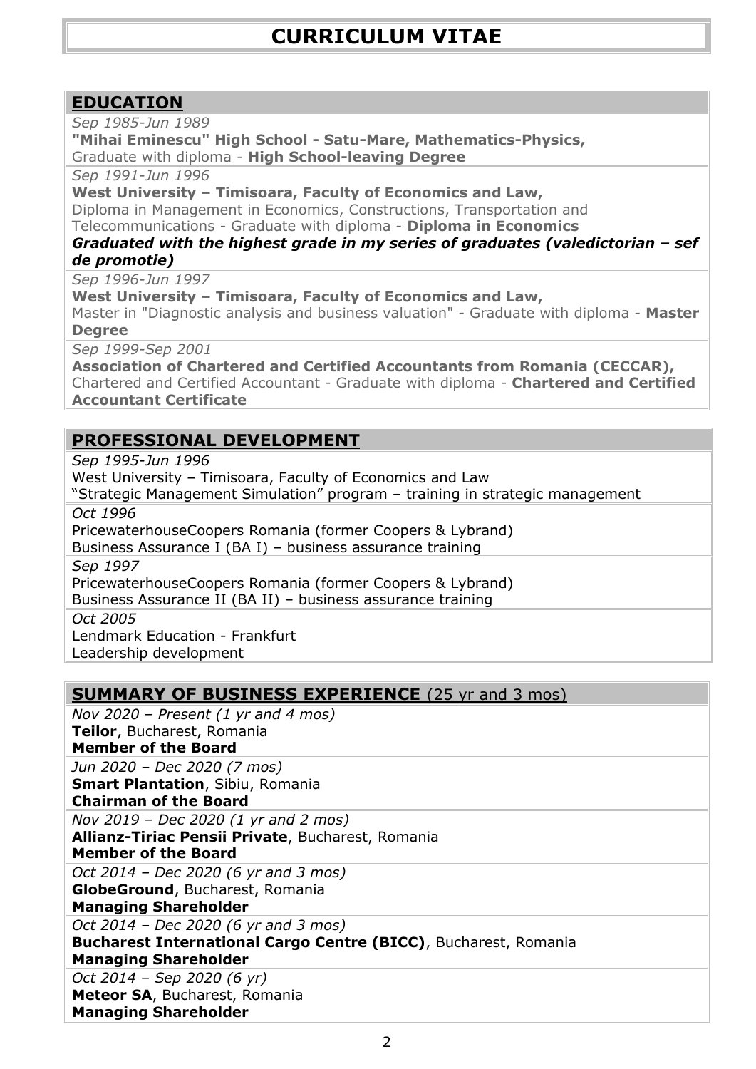# CURRICULUM VITAE

## EDUCATION

*Sep 1985-Jun 1989*
**"Mihai Eminescu" High School - Satu-Mare, Mathematics-Physics,**
Graduate with diploma - **High School-leaving Degree**

*Sep 1991-Jun 1996*
**West University – Timisoara, Faculty of Economics and Law,**
Diploma in Management in Economics, Constructions, Transportation and Telecommunications - Graduate with diploma - **Diploma in Economics**
***Graduated with the highest grade in my series of graduates (valedictorian – sef de promotie)***

*Sep 1996-Jun 1997*
**West University – Timisoara, Faculty of Economics and Law,**
Master in "Diagnostic analysis and business valuation" - Graduate with diploma - **Master Degree**

*Sep 1999-Sep 2001*
**Association of Chartered and Certified Accountants from Romania (CECCAR),**
Chartered and Certified Accountant - Graduate with diploma - **Chartered and Certified Accountant Certificate**

## PROFESSIONAL DEVELOPMENT

*Sep 1995-Jun 1996*
West University – Timisoara, Faculty of Economics and Law
"Strategic Management Simulation" program – training in strategic management

*Oct 1996*
PricewaterhouseCoopers Romania (former Coopers & Lybrand)
Business Assurance I (BA I) – business assurance training

*Sep 1997*
PricewaterhouseCoopers Romania (former Coopers & Lybrand)
Business Assurance II (BA II) – business assurance training

*Oct 2005*
Lendmark Education - Frankfurt
Leadership development

## SUMMARY OF BUSINESS EXPERIENCE (25 yr and 3 mos)

*Nov 2020 – Present (1 yr and 4 mos)*
**Teilor**, Bucharest, Romania
**Member of the Board**

*Jun 2020 – Dec 2020 (7 mos)*
**Smart Plantation**, Sibiu, Romania
**Chairman of the Board**

*Nov 2019 – Dec 2020 (1 yr and 2 mos)*
**Allianz-Tiriac Pensii Private**, Bucharest, Romania
**Member of the Board**

*Oct 2014 – Dec 2020 (6 yr and 3 mos)*
**GlobeGround**, Bucharest, Romania
**Managing Shareholder**

*Oct 2014 – Dec 2020 (6 yr and 3 mos)*
**Bucharest International Cargo Centre (BICC)**, Bucharest, Romania
**Managing Shareholder**

*Oct 2014 – Sep 2020 (6 yr)*
**Meteor SA**, Bucharest, Romania
**Managing Shareholder**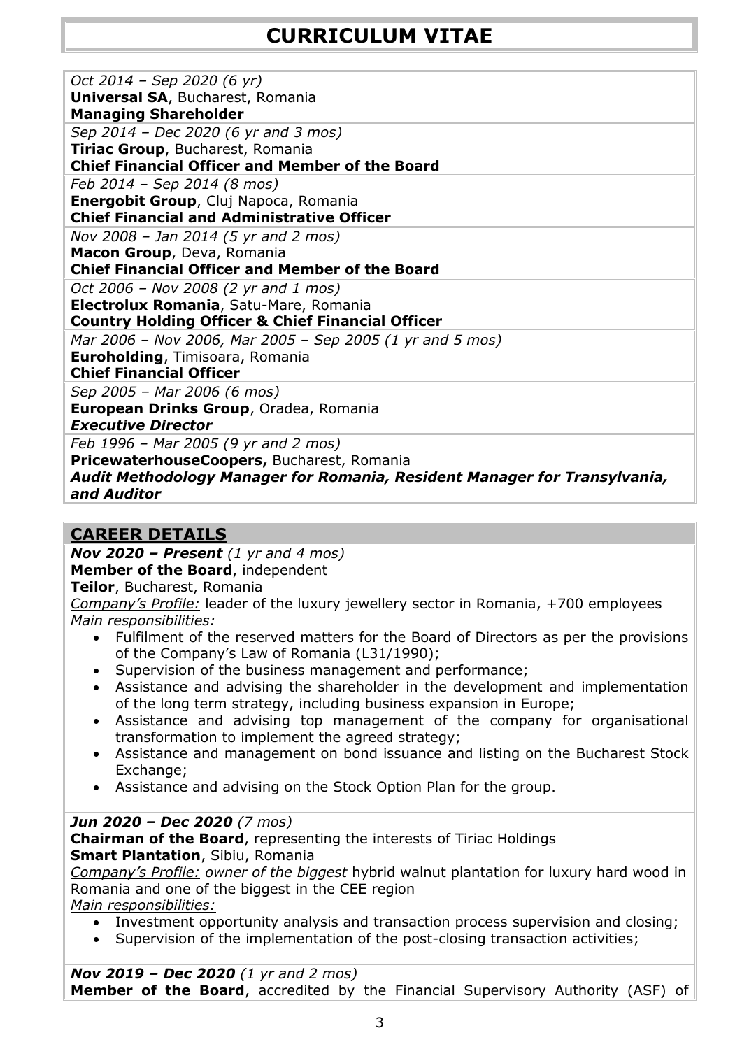# CURRICULUM VITAE

*Oct 2014 – Sep 2020 (6 yr)*
**Universal SA**, Bucharest, Romania
**Managing Shareholder**

*Sep 2014 – Dec 2020 (6 yr and 3 mos)*
**Tiriac Group**, Bucharest, Romania
**Chief Financial Officer and Member of the Board**

*Feb 2014 – Sep 2014 (8 mos)*
**Energobit Group**, Cluj Napoca, Romania
**Chief Financial and Administrative Officer**

*Nov 2008 – Jan 2014 (5 yr and 2 mos)*
**Macon Group**, Deva, Romania
**Chief Financial Officer and Member of the Board**

*Oct 2006 – Nov 2008 (2 yr and 1 mos)*
**Electrolux Romania**, Satu-Mare, Romania
**Country Holding Officer & Chief Financial Officer**

*Mar 2006 – Nov 2006, Mar 2005 – Sep 2005 (1 yr and 5 mos)*
**Euroholding**, Timisoara, Romania
**Chief Financial Officer**

*Sep 2005 – Mar 2006 (6 mos)*
**European Drinks Group**, Oradea, Romania
***Executive Director***

*Feb 1996 – Mar 2005 (9 yr and 2 mos)*
**PricewaterhouseCoopers,** Bucharest, Romania
***Audit Methodology Manager for Romania, Resident Manager for Transylvania, and Auditor***

## CAREER DETAILS

***Nov 2020 – Present*** *(1 yr and 4 mos)*
**Member of the Board**, independent
**Teilor**, Bucharest, Romania
*Company's Profile:* leader of the luxury jewellery sector in Romania, +700 employees
*Main responsibilities:*

- Fulfilment of the reserved matters for the Board of Directors as per the provisions of the Company's Law of Romania (L31/1990);
- Supervision of the business management and performance;
- Assistance and advising the shareholder in the development and implementation of the long term strategy, including business expansion in Europe;
- Assistance and advising top management of the company for organisational transformation to implement the agreed strategy;
- Assistance and management on bond issuance and listing on the Bucharest Stock Exchange;
- Assistance and advising on the Stock Option Plan for the group.

***Jun 2020 – Dec 2020*** *(7 mos)*
**Chairman of the Board**, representing the interests of Tiriac Holdings
**Smart Plantation**, Sibiu, Romania
*Company's Profile: owner of the biggest* hybrid walnut plantation for luxury hard wood in Romania and one of the biggest in the CEE region
*Main responsibilities:*

- Investment opportunity analysis and transaction process supervision and closing;
- Supervision of the implementation of the post-closing transaction activities;

***Nov 2019 – Dec 2020*** *(1 yr and 2 mos)*
**Member of the Board**, accredited by the Financial Supervisory Authority (ASF) of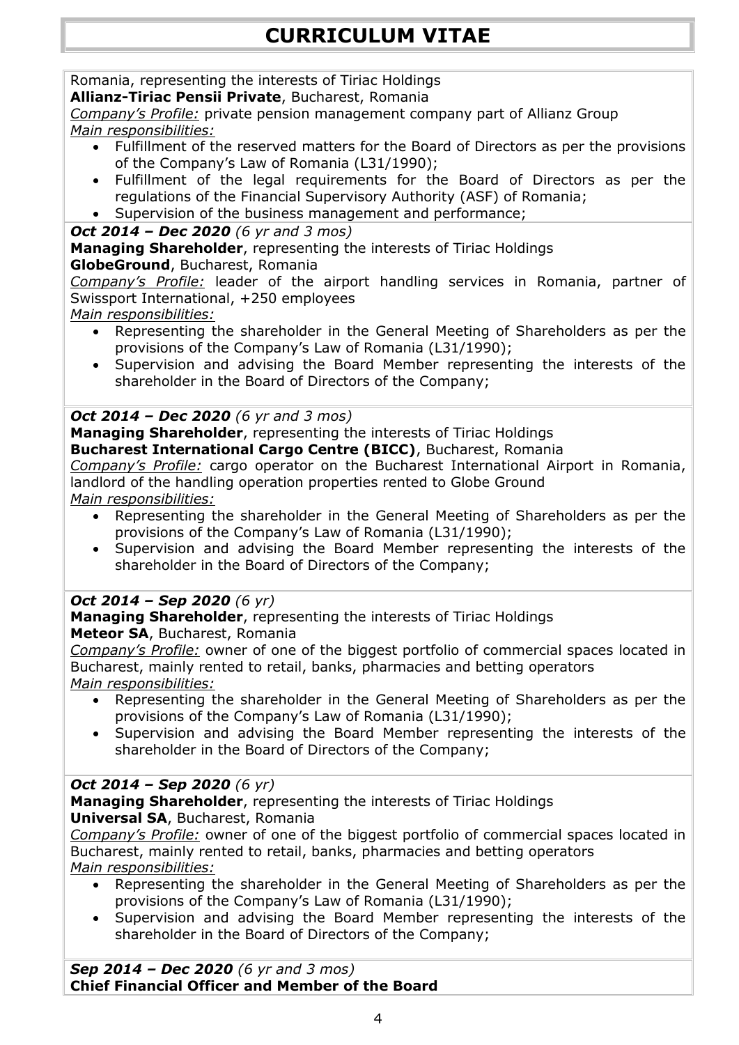Romania, representing the interests of Tiriac Holdings
**Allianz-Tiriac Pensii Private**, Bucharest, Romania
*Company's Profile:* private pension management company part of Allianz Group
*Main responsibilities:*

- Fulfillment of the reserved matters for the Board of Directors as per the provisions of the Company's Law of Romania (L31/1990);
- Fulfillment of the legal requirements for the Board of Directors as per the regulations of the Financial Supervisory Authority (ASF) of Romania;
- Supervision of the business management and performance;

***Oct 2014 – Dec 2020*** *(6 yr and 3 mos)*
**Managing Shareholder**, representing the interests of Tiriac Holdings
**GlobeGround**, Bucharest, Romania
*Company's Profile:* leader of the airport handling services in Romania, partner of Swissport International, +250 employees
*Main responsibilities:*

- Representing the shareholder in the General Meeting of Shareholders as per the provisions of the Company's Law of Romania (L31/1990);
- Supervision and advising the Board Member representing the interests of the shareholder in the Board of Directors of the Company;

***Oct 2014 – Dec 2020*** *(6 yr and 3 mos)*
**Managing Shareholder**, representing the interests of Tiriac Holdings
**Bucharest International Cargo Centre (BICC)**, Bucharest, Romania
*Company's Profile:* cargo operator on the Bucharest International Airport in Romania, landlord of the handling operation properties rented to Globe Ground
*Main responsibilities:*

- Representing the shareholder in the General Meeting of Shareholders as per the provisions of the Company's Law of Romania (L31/1990);
- Supervision and advising the Board Member representing the interests of the shareholder in the Board of Directors of the Company;

***Oct 2014 – Sep 2020*** *(6 yr)*
**Managing Shareholder**, representing the interests of Tiriac Holdings
**Meteor SA**, Bucharest, Romania
*Company's Profile:* owner of one of the biggest portfolio of commercial spaces located in Bucharest, mainly rented to retail, banks, pharmacies and betting operators
*Main responsibilities:*

- Representing the shareholder in the General Meeting of Shareholders as per the provisions of the Company's Law of Romania (L31/1990);
- Supervision and advising the Board Member representing the interests of the shareholder in the Board of Directors of the Company;

***Oct 2014 – Sep 2020*** *(6 yr)*
**Managing Shareholder**, representing the interests of Tiriac Holdings
**Universal SA**, Bucharest, Romania
*Company's Profile:* owner of one of the biggest portfolio of commercial spaces located in Bucharest, mainly rented to retail, banks, pharmacies and betting operators
*Main responsibilities:*

- Representing the shareholder in the General Meeting of Shareholders as per the provisions of the Company's Law of Romania (L31/1990);
- Supervision and advising the Board Member representing the interests of the shareholder in the Board of Directors of the Company;

***Sep 2014 – Dec 2020*** *(6 yr and 3 mos)*
**Chief Financial Officer and Member of the Board**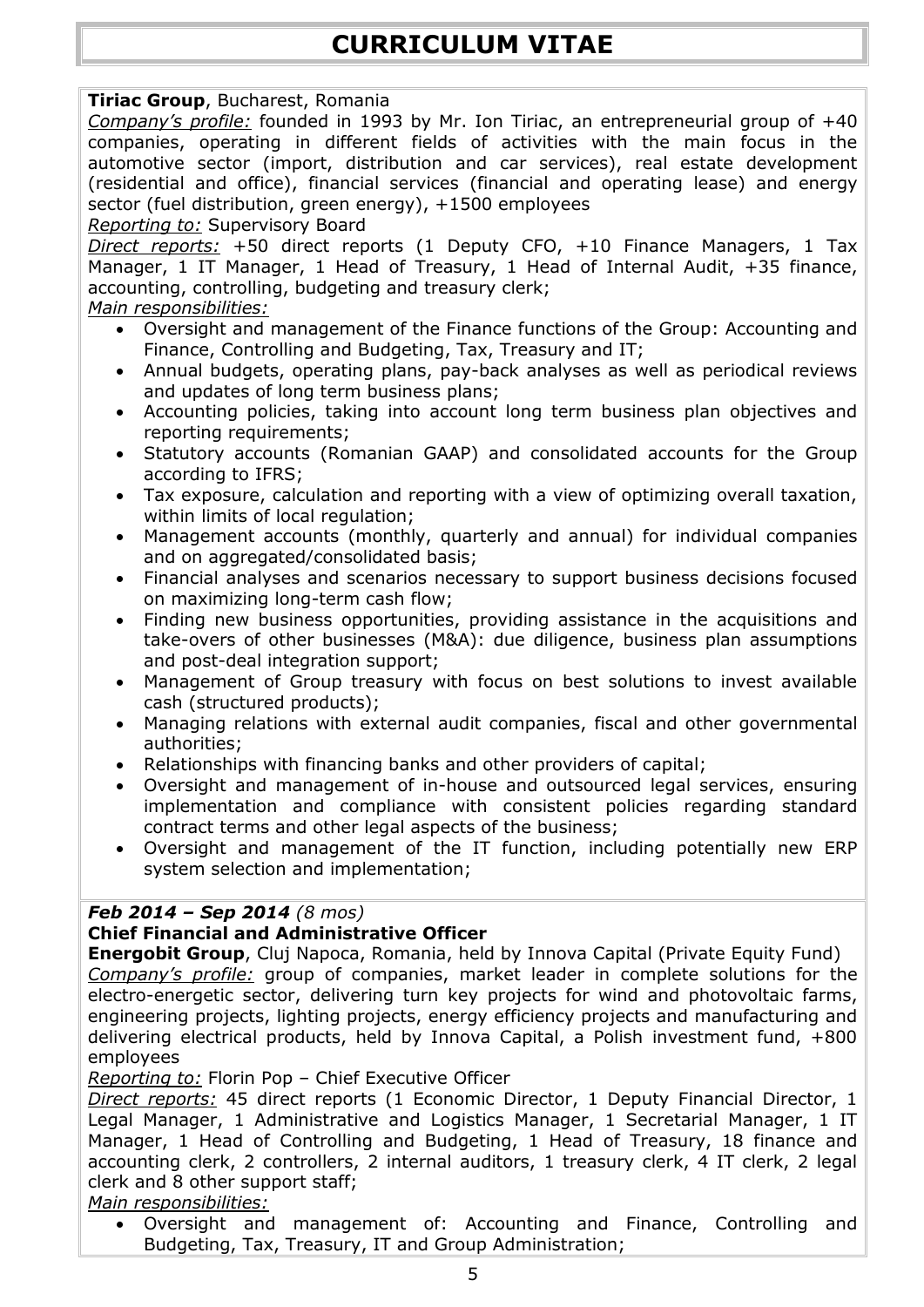# CURRICULUM VITAE

**Tiriac Group**, Bucharest, Romania

*Company's profile:* founded in 1993 by Mr. Ion Tiriac, an entrepreneurial group of +40 companies, operating in different fields of activities with the main focus in the automotive sector (import, distribution and car services), real estate development (residential and office), financial services (financial and operating lease) and energy sector (fuel distribution, green energy), +1500 employees

*Reporting to:* Supervisory Board

*Direct reports:* +50 direct reports (1 Deputy CFO, +10 Finance Managers, 1 Tax Manager, 1 IT Manager, 1 Head of Treasury, 1 Head of Internal Audit, +35 finance, accounting, controlling, budgeting and treasury clerk;

*Main responsibilities:*

- Oversight and management of the Finance functions of the Group: Accounting and Finance, Controlling and Budgeting, Tax, Treasury and IT;
- Annual budgets, operating plans, pay-back analyses as well as periodical reviews and updates of long term business plans;
- Accounting policies, taking into account long term business plan objectives and reporting requirements;
- Statutory accounts (Romanian GAAP) and consolidated accounts for the Group according to IFRS;
- Tax exposure, calculation and reporting with a view of optimizing overall taxation, within limits of local regulation;
- Management accounts (monthly, quarterly and annual) for individual companies and on aggregated/consolidated basis;
- Financial analyses and scenarios necessary to support business decisions focused on maximizing long-term cash flow;
- Finding new business opportunities, providing assistance in the acquisitions and take-overs of other businesses (M&A): due diligence, business plan assumptions and post-deal integration support;
- Management of Group treasury with focus on best solutions to invest available cash (structured products);
- Managing relations with external audit companies, fiscal and other governmental authorities;
- Relationships with financing banks and other providers of capital;
- Oversight and management of in-house and outsourced legal services, ensuring implementation and compliance with consistent policies regarding standard contract terms and other legal aspects of the business;
- Oversight and management of the IT function, including potentially new ERP system selection and implementation;

***Feb 2014 – Sep 2014*** *(8 mos)*

**Chief Financial and Administrative Officer**

**Energobit Group**, Cluj Napoca, Romania, held by Innova Capital (Private Equity Fund)

*Company's profile:* group of companies, market leader in complete solutions for the electro-energetic sector, delivering turn key projects for wind and photovoltaic farms, engineering projects, lighting projects, energy efficiency projects and manufacturing and delivering electrical products, held by Innova Capital, a Polish investment fund, +800 employees

*Reporting to:* Florin Pop – Chief Executive Officer

*Direct reports:* 45 direct reports (1 Economic Director, 1 Deputy Financial Director, 1 Legal Manager, 1 Administrative and Logistics Manager, 1 Secretarial Manager, 1 IT Manager, 1 Head of Controlling and Budgeting, 1 Head of Treasury, 18 finance and accounting clerk, 2 controllers, 2 internal auditors, 1 treasury clerk, 4 IT clerk, 2 legal clerk and 8 other support staff;

*Main responsibilities:*

- Oversight and management of: Accounting and Finance, Controlling and Budgeting, Tax, Treasury, IT and Group Administration;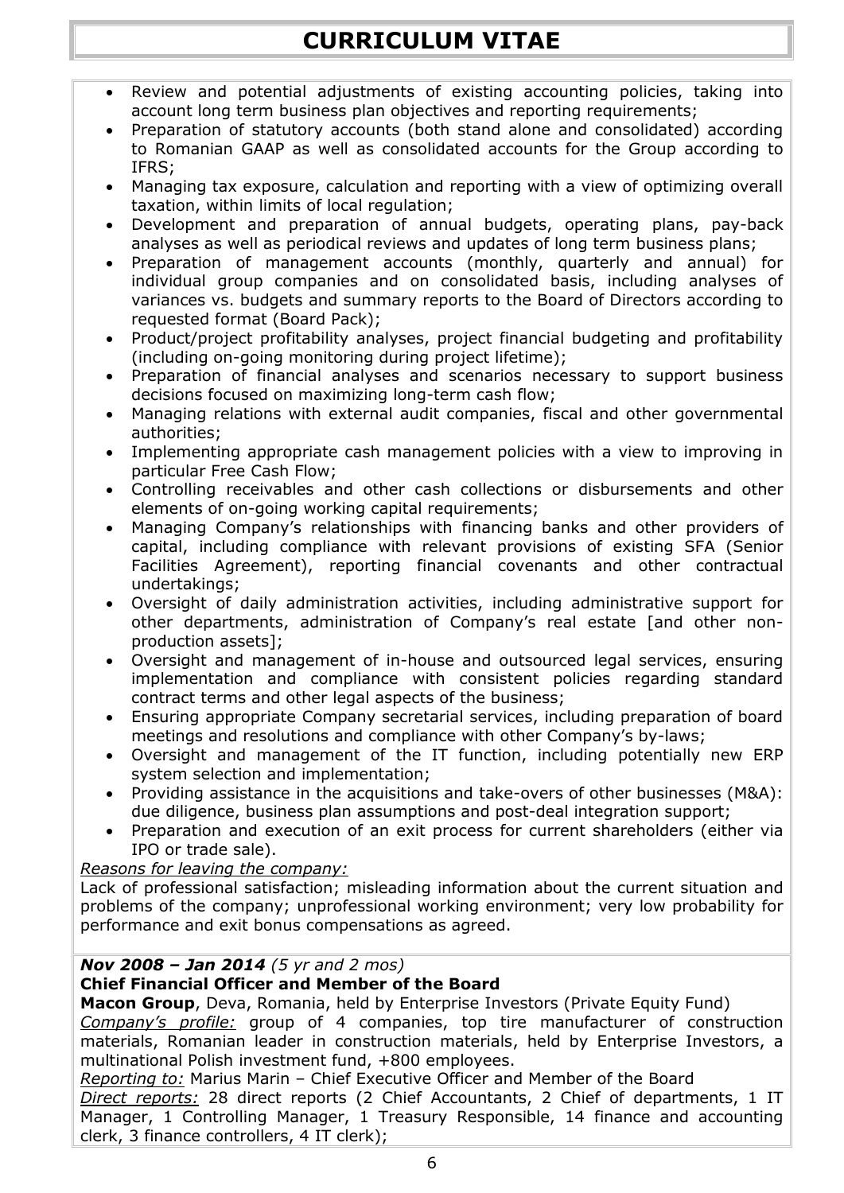# CURRICULUM VITAE

- Review and potential adjustments of existing accounting policies, taking into account long term business plan objectives and reporting requirements;
- Preparation of statutory accounts (both stand alone and consolidated) according to Romanian GAAP as well as consolidated accounts for the Group according to IFRS;
- Managing tax exposure, calculation and reporting with a view of optimizing overall taxation, within limits of local regulation;
- Development and preparation of annual budgets, operating plans, pay-back analyses as well as periodical reviews and updates of long term business plans;
- Preparation of management accounts (monthly, quarterly and annual) for individual group companies and on consolidated basis, including analyses of variances vs. budgets and summary reports to the Board of Directors according to requested format (Board Pack);
- Product/project profitability analyses, project financial budgeting and profitability (including on-going monitoring during project lifetime);
- Preparation of financial analyses and scenarios necessary to support business decisions focused on maximizing long-term cash flow;
- Managing relations with external audit companies, fiscal and other governmental authorities;
- Implementing appropriate cash management policies with a view to improving in particular Free Cash Flow;
- Controlling receivables and other cash collections or disbursements and other elements of on-going working capital requirements;
- Managing Company's relationships with financing banks and other providers of capital, including compliance with relevant provisions of existing SFA (Senior Facilities Agreement), reporting financial covenants and other contractual undertakings;
- Oversight of daily administration activities, including administrative support for other departments, administration of Company's real estate [and other non-production assets];
- Oversight and management of in-house and outsourced legal services, ensuring implementation and compliance with consistent policies regarding standard contract terms and other legal aspects of the business;
- Ensuring appropriate Company secretarial services, including preparation of board meetings and resolutions and compliance with other Company's by-laws;
- Oversight and management of the IT function, including potentially new ERP system selection and implementation;
- Providing assistance in the acquisitions and take-overs of other businesses (M&A): due diligence, business plan assumptions and post-deal integration support;
- Preparation and execution of an exit process for current shareholders (either via IPO or trade sale).

*Reasons for leaving the company:*
Lack of professional satisfaction; misleading information about the current situation and problems of the company; unprofessional working environment; very low probability for performance and exit bonus compensations as agreed.

***Nov 2008 – Jan 2014*** *(5 yr and 2 mos)*
**Chief Financial Officer and Member of the Board**
**Macon Group**, Deva, Romania, held by Enterprise Investors (Private Equity Fund)
*Company's profile:* group of 4 companies, top tire manufacturer of construction materials, Romanian leader in construction materials, held by Enterprise Investors, a multinational Polish investment fund, +800 employees.
*Reporting to:* Marius Marin – Chief Executive Officer and Member of the Board
*Direct reports:* 28 direct reports (2 Chief Accountants, 2 Chief of departments, 1 IT Manager, 1 Controlling Manager, 1 Treasury Responsible, 14 finance and accounting clerk, 3 finance controllers, 4 IT clerk);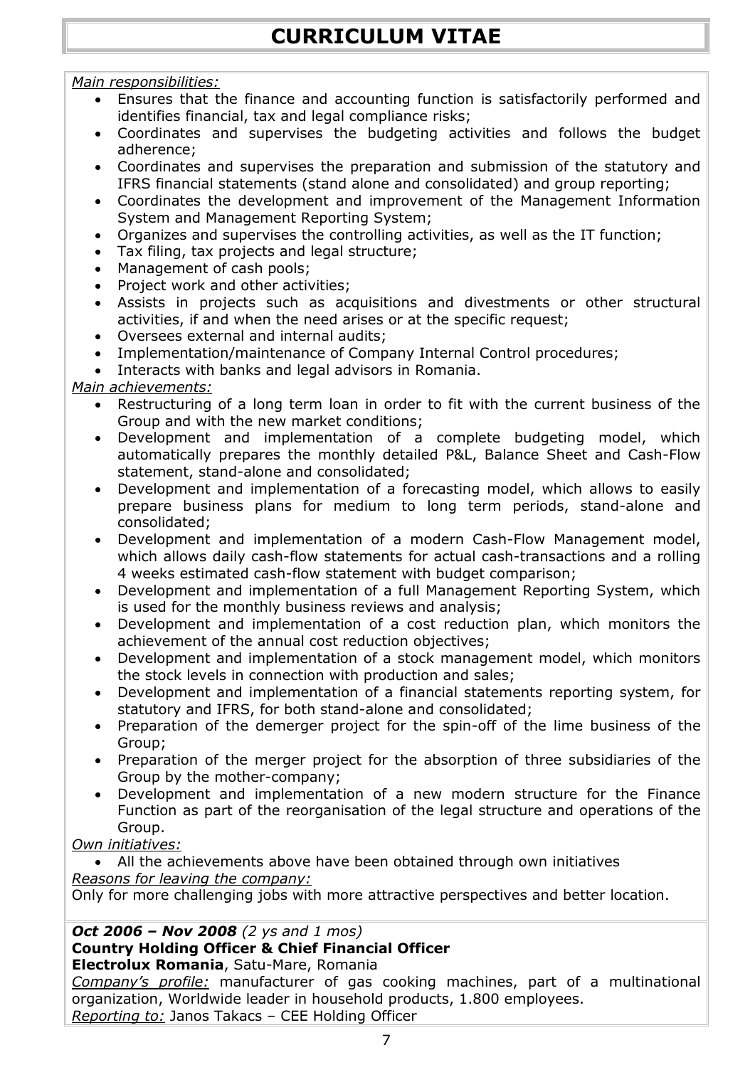# CURRICULUM VITAE

*Main responsibilities:*

- Ensures that the finance and accounting function is satisfactorily performed and identifies financial, tax and legal compliance risks;
- Coordinates and supervises the budgeting activities and follows the budget adherence;
- Coordinates and supervises the preparation and submission of the statutory and IFRS financial statements (stand alone and consolidated) and group reporting;
- Coordinates the development and improvement of the Management Information System and Management Reporting System;
- Organizes and supervises the controlling activities, as well as the IT function;
- Tax filing, tax projects and legal structure;
- Management of cash pools;
- Project work and other activities;
- Assists in projects such as acquisitions and divestments or other structural activities, if and when the need arises or at the specific request;
- Oversees external and internal audits;
- Implementation/maintenance of Company Internal Control procedures;
- Interacts with banks and legal advisors in Romania.

*Main achievements:*

- Restructuring of a long term loan in order to fit with the current business of the Group and with the new market conditions;
- Development and implementation of a complete budgeting model, which automatically prepares the monthly detailed P&L, Balance Sheet and Cash-Flow statement, stand-alone and consolidated;
- Development and implementation of a forecasting model, which allows to easily prepare business plans for medium to long term periods, stand-alone and consolidated;
- Development and implementation of a modern Cash-Flow Management model, which allows daily cash-flow statements for actual cash-transactions and a rolling 4 weeks estimated cash-flow statement with budget comparison;
- Development and implementation of a full Management Reporting System, which is used for the monthly business reviews and analysis;
- Development and implementation of a cost reduction plan, which monitors the achievement of the annual cost reduction objectives;
- Development and implementation of a stock management model, which monitors the stock levels in connection with production and sales;
- Development and implementation of a financial statements reporting system, for statutory and IFRS, for both stand-alone and consolidated;
- Preparation of the demerger project for the spin-off of the lime business of the Group;
- Preparation of the merger project for the absorption of three subsidiaries of the Group by the mother-company;
- Development and implementation of a new modern structure for the Finance Function as part of the reorganisation of the legal structure and operations of the Group.

*Own initiatives:*

- All the achievements above have been obtained through own initiatives

*Reasons for leaving the company:*

Only for more challenging jobs with more attractive perspectives and better location.

***Oct 2006 – Nov 2008*** *(2 ys and 1 mos)*
**Country Holding Officer & Chief Financial Officer**
**Electrolux Romania**, Satu-Mare, Romania
*Company's profile:* manufacturer of gas cooking machines, part of a multinational organization, Worldwide leader in household products, 1.800 employees.
*Reporting to:* Janos Takacs – CEE Holding Officer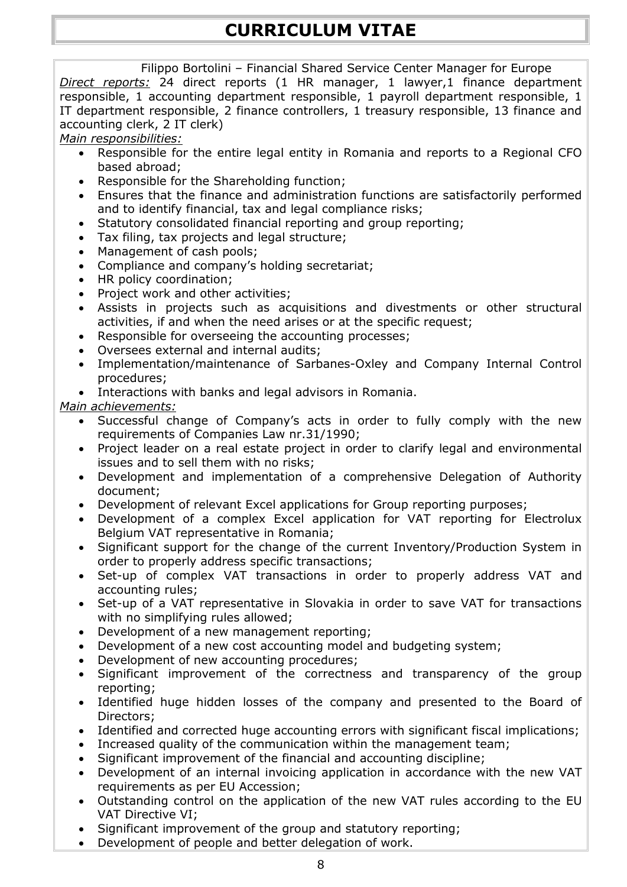# CURRICULUM VITAE

Filippo Bortolini – Financial Shared Service Center Manager for Europe

*Direct reports:* 24 direct reports (1 HR manager, 1 lawyer,1 finance department responsible, 1 accounting department responsible, 1 payroll department responsible, 1 IT department responsible, 2 finance controllers, 1 treasury responsible, 13 finance and accounting clerk, 2 IT clerk)

*Main responsibilities:*

- Responsible for the entire legal entity in Romania and reports to a Regional CFO based abroad;
- Responsible for the Shareholding function;
- Ensures that the finance and administration functions are satisfactorily performed and to identify financial, tax and legal compliance risks;
- Statutory consolidated financial reporting and group reporting;
- Tax filing, tax projects and legal structure;
- Management of cash pools;
- Compliance and company's holding secretariat;
- HR policy coordination;
- Project work and other activities;
- Assists in projects such as acquisitions and divestments or other structural activities, if and when the need arises or at the specific request;
- Responsible for overseeing the accounting processes;
- Oversees external and internal audits;
- Implementation/maintenance of Sarbanes-Oxley and Company Internal Control procedures;
- Interactions with banks and legal advisors in Romania.

*Main achievements:*

- Successful change of Company's acts in order to fully comply with the new requirements of Companies Law nr.31/1990;
- Project leader on a real estate project in order to clarify legal and environmental issues and to sell them with no risks;
- Development and implementation of a comprehensive Delegation of Authority document;
- Development of relevant Excel applications for Group reporting purposes;
- Development of a complex Excel application for VAT reporting for Electrolux Belgium VAT representative in Romania;
- Significant support for the change of the current Inventory/Production System in order to properly address specific transactions;
- Set-up of complex VAT transactions in order to properly address VAT and accounting rules;
- Set-up of a VAT representative in Slovakia in order to save VAT for transactions with no simplifying rules allowed;
- Development of a new management reporting;
- Development of a new cost accounting model and budgeting system;
- Development of new accounting procedures;
- Significant improvement of the correctness and transparency of the group reporting;
- Identified huge hidden losses of the company and presented to the Board of Directors;
- Identified and corrected huge accounting errors with significant fiscal implications;
- Increased quality of the communication within the management team;
- Significant improvement of the financial and accounting discipline;
- Development of an internal invoicing application in accordance with the new VAT requirements as per EU Accession;
- Outstanding control on the application of the new VAT rules according to the EU VAT Directive VI;
- Significant improvement of the group and statutory reporting;
- Development of people and better delegation of work.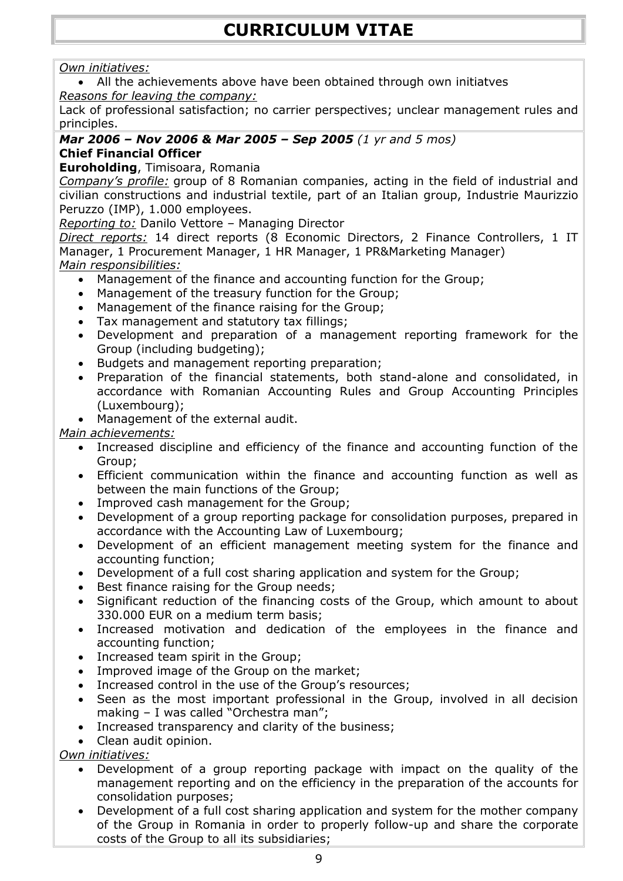# CURRICULUM VITAE

*Own initiatives:*

- All the achievements above have been obtained through own initiatves

*Reasons for leaving the company:*

Lack of professional satisfaction; no carrier perspectives; unclear management rules and principles.

***Mar 2006 – Nov 2006 & Mar 2005 – Sep 2005*** *(1 yr and 5 mos)*
**Chief Financial Officer**
**Euroholding**, Timisoara, Romania

*Company's profile:* group of 8 Romanian companies, acting in the field of industrial and civilian constructions and industrial textile, part of an Italian group, Industrie Maurizzio Peruzzo (IMP), 1.000 employees.

*Reporting to:* Danilo Vettore – Managing Director

*Direct reports:* 14 direct reports (8 Economic Directors, 2 Finance Controllers, 1 IT Manager, 1 Procurement Manager, 1 HR Manager, 1 PR&Marketing Manager)

*Main responsibilities:*

- Management of the finance and accounting function for the Group;
- Management of the treasury function for the Group;
- Management of the finance raising for the Group;
- Tax management and statutory tax fillings;
- Development and preparation of a management reporting framework for the Group (including budgeting);
- Budgets and management reporting preparation;
- Preparation of the financial statements, both stand-alone and consolidated, in accordance with Romanian Accounting Rules and Group Accounting Principles (Luxembourg);
- Management of the external audit.

*Main achievements:*

- Increased discipline and efficiency of the finance and accounting function of the Group;
- Efficient communication within the finance and accounting function as well as between the main functions of the Group;
- Improved cash management for the Group;
- Development of a group reporting package for consolidation purposes, prepared in accordance with the Accounting Law of Luxembourg;
- Development of an efficient management meeting system for the finance and accounting function;
- Development of a full cost sharing application and system for the Group;
- Best finance raising for the Group needs;
- Significant reduction of the financing costs of the Group, which amount to about 330.000 EUR on a medium term basis;
- Increased motivation and dedication of the employees in the finance and accounting function;
- Increased team spirit in the Group;
- Improved image of the Group on the market;
- Increased control in the use of the Group's resources;
- Seen as the most important professional in the Group, involved in all decision making – I was called "Orchestra man";
- Increased transparency and clarity of the business;
- Clean audit opinion.

*Own initiatives:*

- Development of a group reporting package with impact on the quality of the management reporting and on the efficiency in the preparation of the accounts for consolidation purposes;
- Development of a full cost sharing application and system for the mother company of the Group in Romania in order to properly follow-up and share the corporate costs of the Group to all its subsidiaries;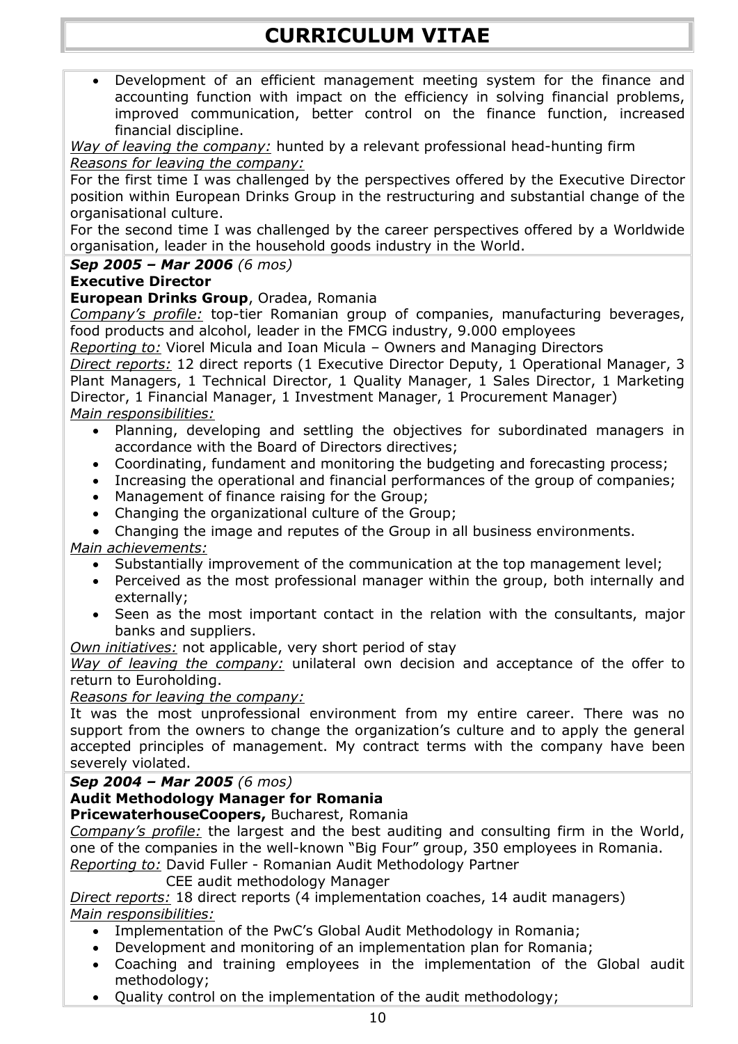- Development of an efficient management meeting system for the finance and accounting function with impact on the efficiency in solving financial problems, improved communication, better control on the finance function, increased financial discipline.

*Way of leaving the company:* hunted by a relevant professional head-hunting firm
*Reasons for leaving the company:*
For the first time I was challenged by the perspectives offered by the Executive Director position within European Drinks Group in the restructuring and substantial change of the organisational culture.
For the second time I was challenged by the career perspectives offered by a Worldwide organisation, leader in the household goods industry in the World.

***Sep 2005 – Mar 2006*** *(6 mos)*
**Executive Director**
**European Drinks Group**, Oradea, Romania
*Company's profile:* top-tier Romanian group of companies, manufacturing beverages, food products and alcohol, leader in the FMCG industry, 9.000 employees
*Reporting to:* Viorel Micula and Ioan Micula – Owners and Managing Directors
*Direct reports:* 12 direct reports (1 Executive Director Deputy, 1 Operational Manager, 3 Plant Managers, 1 Technical Director, 1 Quality Manager, 1 Sales Director, 1 Marketing Director, 1 Financial Manager, 1 Investment Manager, 1 Procurement Manager)
*Main responsibilities:*

- Planning, developing and settling the objectives for subordinated managers in accordance with the Board of Directors directives;
- Coordinating, fundament and monitoring the budgeting and forecasting process;
- Increasing the operational and financial performances of the group of companies;
- Management of finance raising for the Group;
- Changing the organizational culture of the Group;
- Changing the image and reputes of the Group in all business environments.

*Main achievements:*

- Substantially improvement of the communication at the top management level;
- Perceived as the most professional manager within the group, both internally and externally;
- Seen as the most important contact in the relation with the consultants, major banks and suppliers.

*Own initiatives:* not applicable, very short period of stay
*Way of leaving the company:* unilateral own decision and acceptance of the offer to return to Euroholding.
*Reasons for leaving the company:*
It was the most unprofessional environment from my entire career. There was no support from the owners to change the organization's culture and to apply the general accepted principles of management. My contract terms with the company have been severely violated.

***Sep 2004 – Mar 2005*** *(6 mos)*
**Audit Methodology Manager for Romania**
**PricewaterhouseCoopers,** Bucharest, Romania
*Company's profile:* the largest and the best auditing and consulting firm in the World, one of the companies in the well-known "Big Four" group, 350 employees in Romania.
*Reporting to:* David Fuller - Romanian Audit Methodology Partner
CEE audit methodology Manager
*Direct reports:* 18 direct reports (4 implementation coaches, 14 audit managers)
*Main responsibilities:*

- Implementation of the PwC's Global Audit Methodology in Romania;
- Development and monitoring of an implementation plan for Romania;
- Coaching and training employees in the implementation of the Global audit methodology;
- Quality control on the implementation of the audit methodology;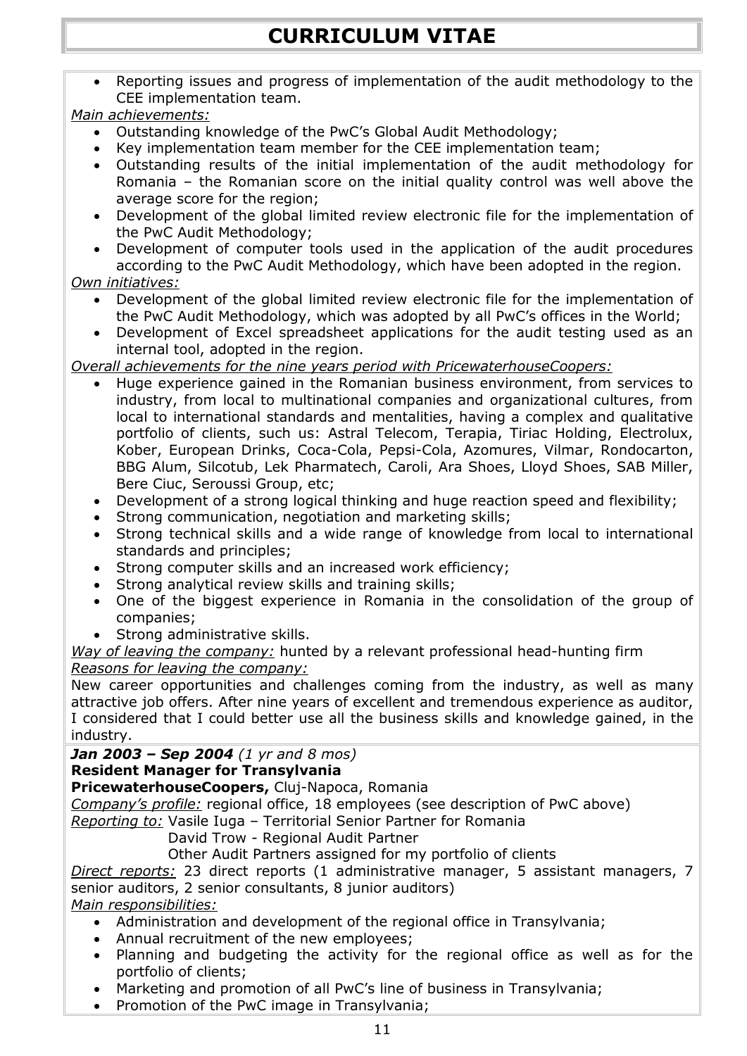# CURRICULUM VITAE

- Reporting issues and progress of implementation of the audit methodology to the CEE implementation team.

*Main achievements:*

- Outstanding knowledge of the PwC's Global Audit Methodology;
- Key implementation team member for the CEE implementation team;
- Outstanding results of the initial implementation of the audit methodology for Romania – the Romanian score on the initial quality control was well above the average score for the region;
- Development of the global limited review electronic file for the implementation of the PwC Audit Methodology;
- Development of computer tools used in the application of the audit procedures according to the PwC Audit Methodology, which have been adopted in the region.

*Own initiatives:*

- Development of the global limited review electronic file for the implementation of the PwC Audit Methodology, which was adopted by all PwC's offices in the World;
- Development of Excel spreadsheet applications for the audit testing used as an internal tool, adopted in the region.

*Overall achievements for the nine years period with PricewaterhouseCoopers:*

- Huge experience gained in the Romanian business environment, from services to industry, from local to multinational companies and organizational cultures, from local to international standards and mentalities, having a complex and qualitative portfolio of clients, such us: Astral Telecom, Terapia, Tiriac Holding, Electrolux, Kober, European Drinks, Coca-Cola, Pepsi-Cola, Azomures, Vilmar, Rondocarton, BBG Alum, Silcotub, Lek Pharmatech, Caroli, Ara Shoes, Lloyd Shoes, SAB Miller, Bere Ciuc, Seroussi Group, etc;
- Development of a strong logical thinking and huge reaction speed and flexibility;
- Strong communication, negotiation and marketing skills;
- Strong technical skills and a wide range of knowledge from local to international standards and principles;
- Strong computer skills and an increased work efficiency;
- Strong analytical review skills and training skills;
- One of the biggest experience in Romania in the consolidation of the group of companies;
- Strong administrative skills.

*Way of leaving the company:* hunted by a relevant professional head-hunting firm

*Reasons for leaving the company:*

New career opportunities and challenges coming from the industry, as well as many attractive job offers. After nine years of excellent and tremendous experience as auditor, I considered that I could better use all the business skills and knowledge gained, in the industry.

***Jan 2003 – Sep 2004*** *(1 yr and 8 mos)*

**Resident Manager for Transylvania**

**PricewaterhouseCoopers,** Cluj-Napoca, Romania

*Company's profile:* regional office, 18 employees (see description of PwC above)

*Reporting to:* Vasile Iuga – Territorial Senior Partner for Romania
David Trow - Regional Audit Partner
Other Audit Partners assigned for my portfolio of clients

*Direct reports:* 23 direct reports (1 administrative manager, 5 assistant managers, 7 senior auditors, 2 senior consultants, 8 junior auditors)

*Main responsibilities:*

- Administration and development of the regional office in Transylvania;
- Annual recruitment of the new employees;
- Planning and budgeting the activity for the regional office as well as for the portfolio of clients;
- Marketing and promotion of all PwC's line of business in Transylvania;
- Promotion of the PwC image in Transylvania;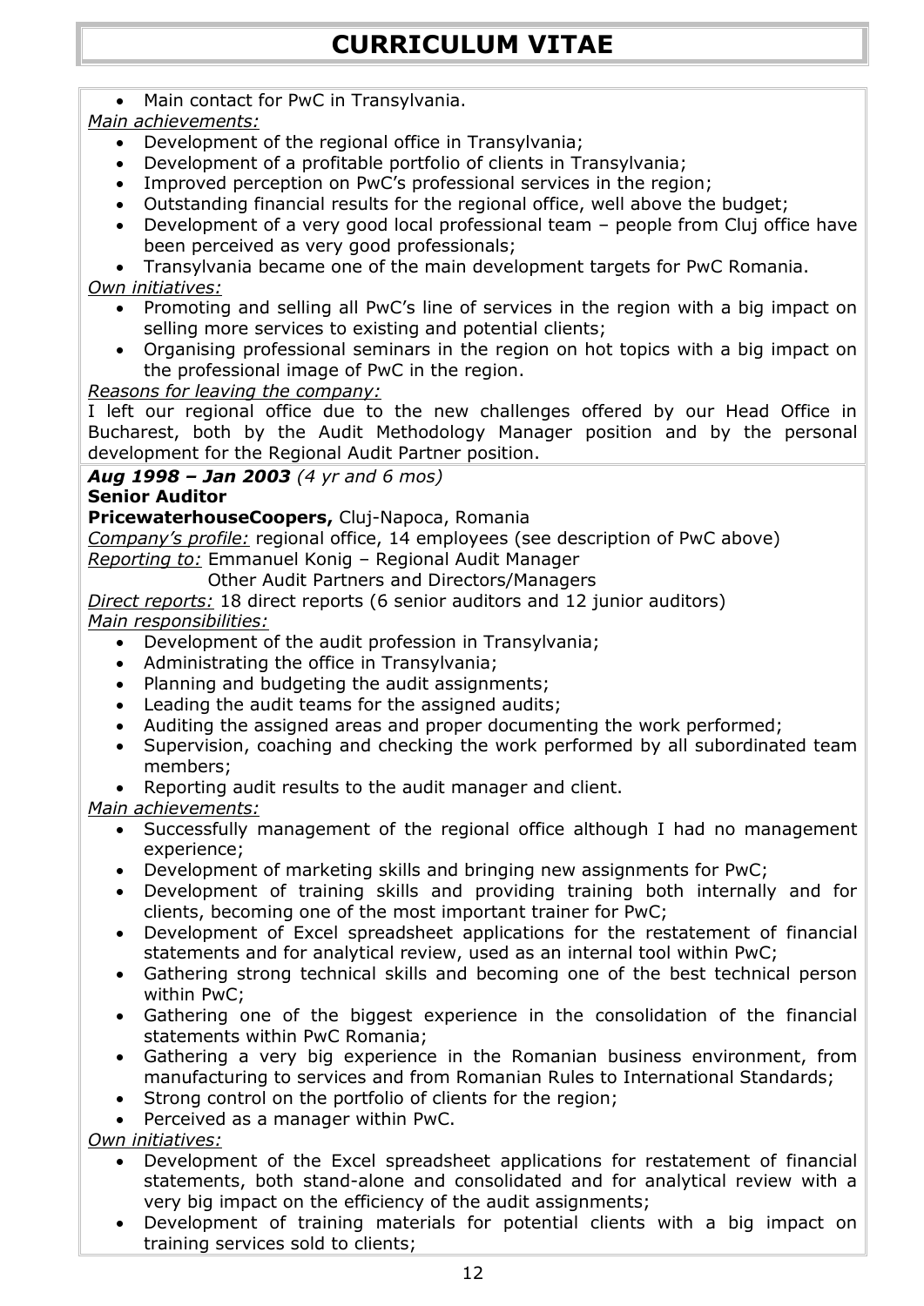# CURRICULUM VITAE

- Main contact for PwC in Transylvania.

*Main achievements:*

- Development of the regional office in Transylvania;
- Development of a profitable portfolio of clients in Transylvania;
- Improved perception on PwC's professional services in the region;
- Outstanding financial results for the regional office, well above the budget;
- Development of a very good local professional team – people from Cluj office have been perceived as very good professionals;
- Transylvania became one of the main development targets for PwC Romania.

*Own initiatives:*

- Promoting and selling all PwC's line of services in the region with a big impact on selling more services to existing and potential clients;
- Organising professional seminars in the region on hot topics with a big impact on the professional image of PwC in the region.

*Reasons for leaving the company:*

I left our regional office due to the new challenges offered by our Head Office in Bucharest, both by the Audit Methodology Manager position and by the personal development for the Regional Audit Partner position.

***Aug 1998 – Jan 2003*** *(4 yr and 6 mos)*

**Senior Auditor**

**PricewaterhouseCoopers,** Cluj-Napoca, Romania

*Company's profile:* regional office, 14 employees (see description of PwC above)

*Reporting to:* Emmanuel Konig – Regional Audit Manager
Other Audit Partners and Directors/Managers

*Direct reports:* 18 direct reports (6 senior auditors and 12 junior auditors)

*Main responsibilities:*

- Development of the audit profession in Transylvania;
- Administrating the office in Transylvania;
- Planning and budgeting the audit assignments;
- Leading the audit teams for the assigned audits;
- Auditing the assigned areas and proper documenting the work performed;
- Supervision, coaching and checking the work performed by all subordinated team members;
- Reporting audit results to the audit manager and client.

*Main achievements:*

- Successfully management of the regional office although I had no management experience;
- Development of marketing skills and bringing new assignments for PwC;
- Development of training skills and providing training both internally and for clients, becoming one of the most important trainer for PwC;
- Development of Excel spreadsheet applications for the restatement of financial statements and for analytical review, used as an internal tool within PwC;
- Gathering strong technical skills and becoming one of the best technical person within PwC;
- Gathering one of the biggest experience in the consolidation of the financial statements within PwC Romania;
- Gathering a very big experience in the Romanian business environment, from manufacturing to services and from Romanian Rules to International Standards;
- Strong control on the portfolio of clients for the region;
- Perceived as a manager within PwC.

*Own initiatives:*

- Development of the Excel spreadsheet applications for restatement of financial statements, both stand-alone and consolidated and for analytical review with a very big impact on the efficiency of the audit assignments;
- Development of training materials for potential clients with a big impact on training services sold to clients;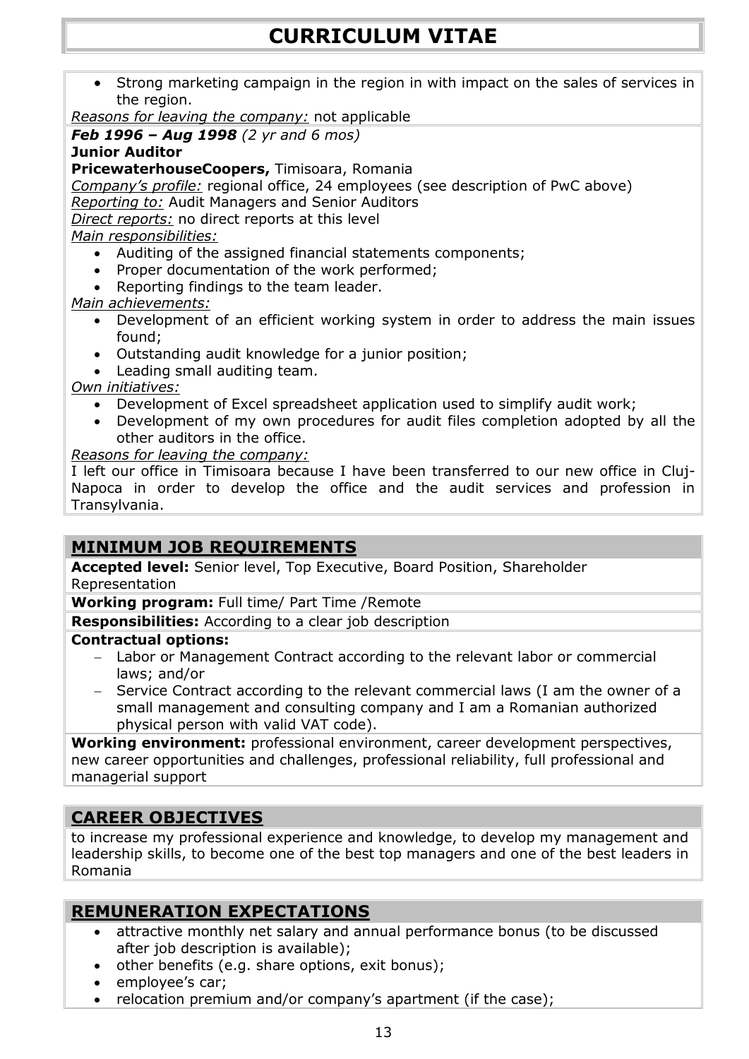# CURRICULUM VITAE

- Strong marketing campaign in the region in with impact on the sales of services in the region.

*Reasons for leaving the company:* not applicable

***Feb 1996 – Aug 1998*** *(2 yr and 6 mos)*

**Junior Auditor**

**PricewaterhouseCoopers,** Timisoara, Romania

*Company's profile:* regional office, 24 employees (see description of PwC above)

*Reporting to:* Audit Managers and Senior Auditors

*Direct reports:* no direct reports at this level

*Main responsibilities:*

- Auditing of the assigned financial statements components;
- Proper documentation of the work performed;
- Reporting findings to the team leader.

*Main achievements:*

- Development of an efficient working system in order to address the main issues found;
- Outstanding audit knowledge for a junior position;
- Leading small auditing team.

*Own initiatives:*

- Development of Excel spreadsheet application used to simplify audit work;
- Development of my own procedures for audit files completion adopted by all the other auditors in the office.

*Reasons for leaving the company:*

I left our office in Timisoara because I have been transferred to our new office in Cluj-Napoca in order to develop the office and the audit services and profession in Transylvania.

## MINIMUM JOB REQUIREMENTS

**Accepted level:** Senior level, Top Executive, Board Position, Shareholder Representation

**Working program:** Full time/ Part Time /Remote

**Responsibilities:** According to a clear job description

**Contractual options:**

- Labor or Management Contract according to the relevant labor or commercial laws; and/or
- Service Contract according to the relevant commercial laws (I am the owner of a small management and consulting company and I am a Romanian authorized physical person with valid VAT code).

**Working environment:** professional environment, career development perspectives, new career opportunities and challenges, professional reliability, full professional and managerial support

## CAREER OBJECTIVES

to increase my professional experience and knowledge, to develop my management and leadership skills, to become one of the best top managers and one of the best leaders in Romania

## REMUNERATION EXPECTATIONS

- attractive monthly net salary and annual performance bonus (to be discussed after job description is available);
- other benefits (e.g. share options, exit bonus);
- employee's car;
- relocation premium and/or company's apartment (if the case);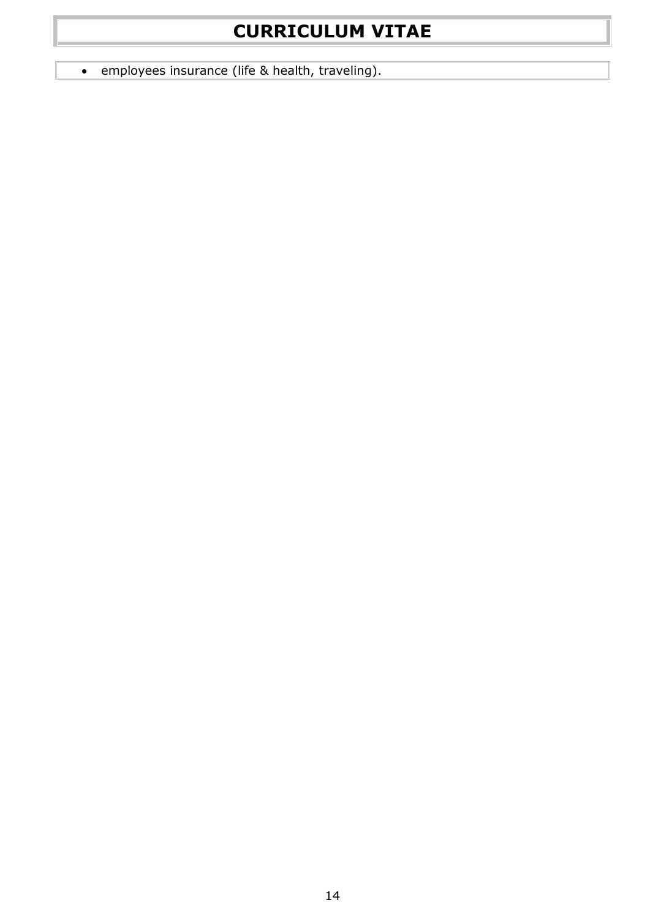- employees insurance (life & health, traveling).